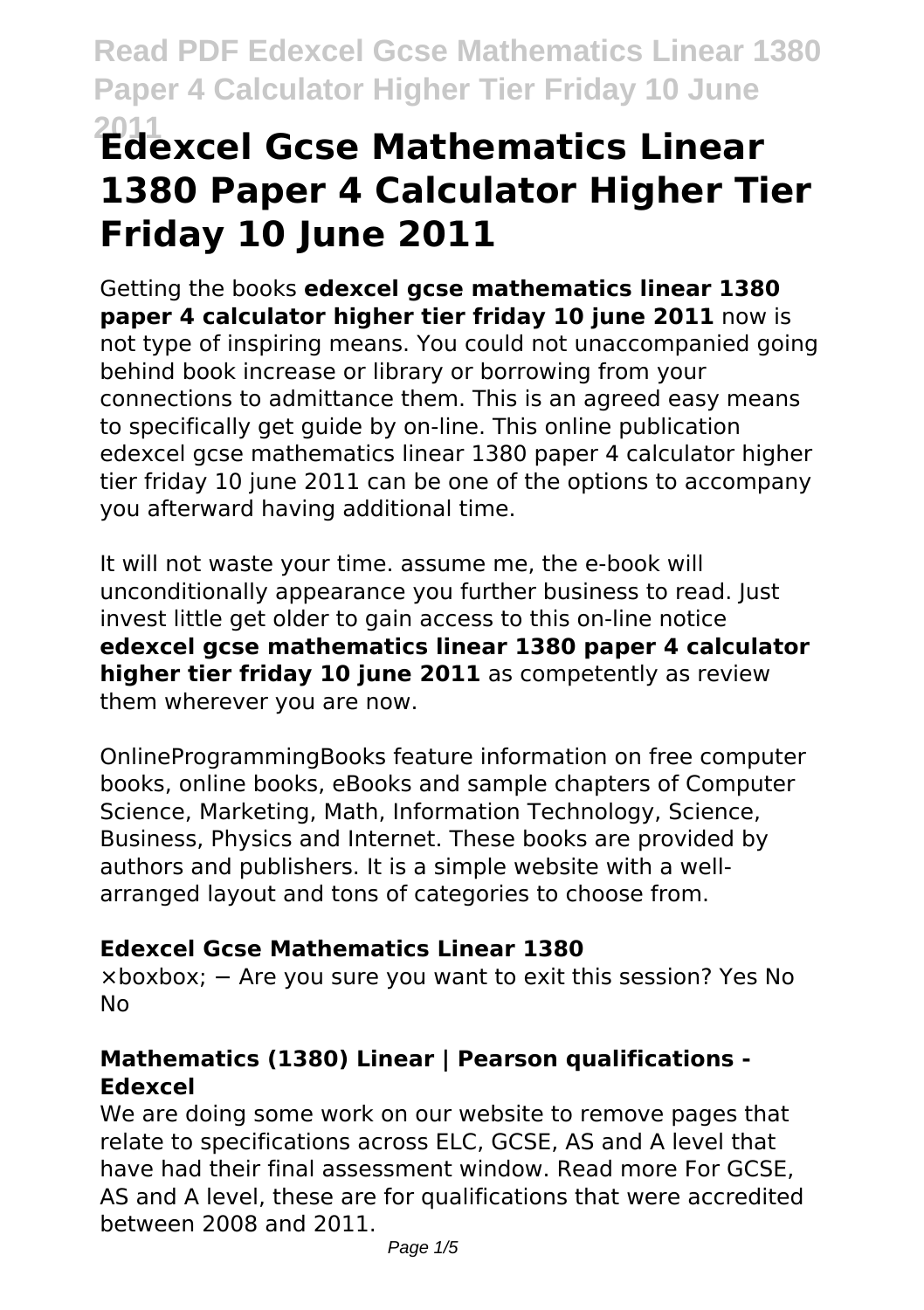# Edexcel Gcse Mathematics Linear 1380 Paper 4 Calculator Higher Tier Friday 10 June 2011

Getting the books **edexcel gcse mathematics linear 1380 paper 4 calculator higher tier friday 10 june 2011** now is not type of inspiring means. You could not unaccompanied going behind book increase or library or borrowing from your connections to admittance them. This is an agreed easy means to specifically get guide by on-line. This online publication edexcel gcse mathematics linear 1380 paper 4 calculator higher tier friday 10 june 2011 can be one of the options to accompany you afterward having additional time.

It will not waste your time. assume me, the e-book will unconditionally appearance you further business to read. Just invest little get older to gain access to this on-line notice **edexcel gcse mathematics linear 1380 paper 4 calculator higher tier friday 10 june 2011** as competently as review them wherever you are now.

OnlineProgrammingBooks feature information on free computer books, online books, eBooks and sample chapters of Computer Science, Marketing, Math, Information Technology, Science, Business, Physics and Internet. These books are provided by authors and publishers. It is a simple website with a well-arranged layout and tons of categories to choose from.

### Edexcel Gcse Mathematics Linear 1380

×boxbox; − Are you sure you want to exit this session? Yes No No

### Mathematics (1380) Linear | Pearson qualifications - Edexcel

We are doing some work on our website to remove pages that relate to specifications across ELC, GCSE, AS and A level that have had their final assessment window. Read more For GCSE, AS and A level, these are for qualifications that were accredited between 2008 and 2011.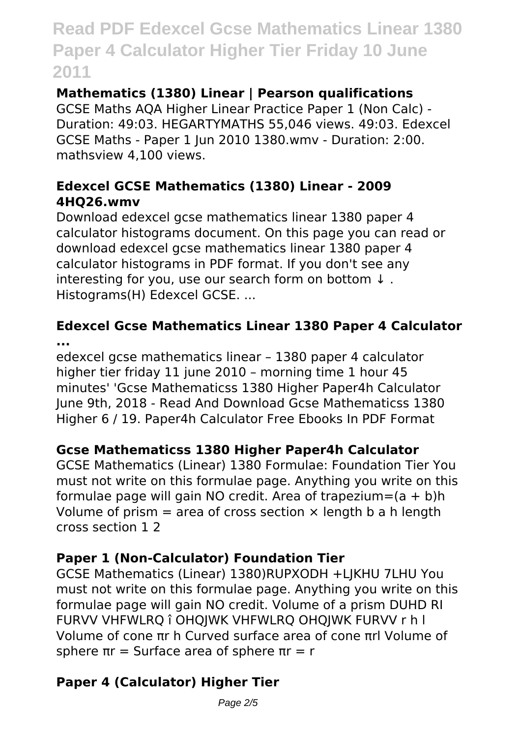## Mathematics (1380) Linear | Pearson qualifications

GCSE Maths AQA Higher Linear Practice Paper 1 (Non Calc) - Duration: 49:03. HEGARTYMATHS 55,046 views. 49:03. Edexcel GCSE Maths - Paper 1 Jun 2010 1380.wmv - Duration: 2:00. mathsview 4,100 views.

## Edexcel GCSE Mathematics (1380) Linear - 2009 4HQ26.wmv

Download edexcel gcse mathematics linear 1380 paper 4 calculator histograms document. On this page you can read or download edexcel gcse mathematics linear 1380 paper 4 calculator histograms in PDF format. If you don't see any interesting for you, use our search form on bottom ↓ . Histograms(H) Edexcel GCSE. ...

## Edexcel Gcse Mathematics Linear 1380 Paper 4 Calculator ...

edexcel gcse mathematics linear – 1380 paper 4 calculator higher tier friday 11 june 2010 – morning time 1 hour 45 minutes' 'Gcse Mathematicss 1380 Higher Paper4h Calculator June 9th, 2018 - Read And Download Gcse Mathematicss 1380 Higher 6 / 19. Paper4h Calculator Free Ebooks In PDF Format

## Gcse Mathematicss 1380 Higher Paper4h Calculator

GCSE Mathematics (Linear) 1380 Formulae: Foundation Tier You must not write on this formulae page. Anything you write on this formulae page will gain NO credit. Area of trapezium=(a + b)h Volume of prism = area of cross section × length b a h length cross section 1 2

## Paper 1 (Non-Calculator) Foundation Tier

GCSE Mathematics (Linear) 1380)RUPXODH +LJKHU 7LHU You must not write on this formulae page. Anything you write on this formulae page will gain NO credit. Volume of a prism DUHD RI FURVV VHFWLRQ î OHQJWK VHFWLRQ OHQJWK FURVV r h l Volume of cone πr h Curved surface area of cone πrl Volume of sphere πr = Surface area of sphere πr = r

## Paper 4 (Calculator) Higher Tier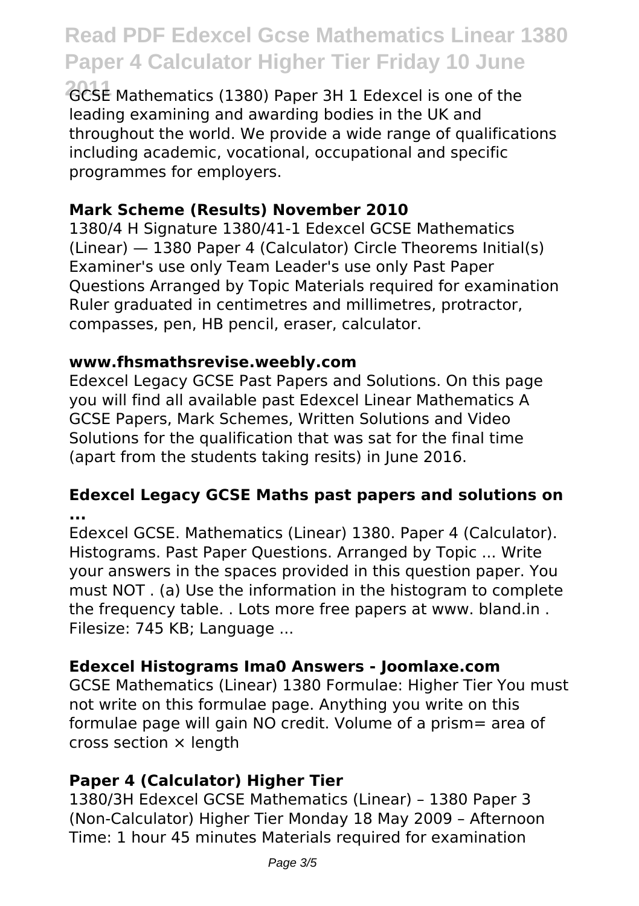GCSE Mathematics (1380) Paper 3H 1 Edexcel is one of the leading examining and awarding bodies in the UK and throughout the world. We provide a wide range of qualifications including academic, vocational, occupational and specific programmes for employers.

**Mark Scheme (Results) November 2010**

1380/4 H Signature 1380/41-1 Edexcel GCSE Mathematics (Linear) — 1380 Paper 4 (Calculator) Circle Theorems Initial(s) Examiner's use only Team Leader's use only Past Paper Questions Arranged by Topic Materials required for examination Ruler graduated in centimetres and millimetres, protractor, compasses, pen, HB pencil, eraser, calculator.

**www.fhsmathsrevise.weebly.com**

Edexcel Legacy GCSE Past Papers and Solutions. On this page you will find all available past Edexcel Linear Mathematics A GCSE Papers, Mark Schemes, Written Solutions and Video Solutions for the qualification that was sat for the final time (apart from the students taking resits) in June 2016.

**Edexcel Legacy GCSE Maths past papers and solutions on ...**

Edexcel GCSE. Mathematics (Linear) 1380. Paper 4 (Calculator). Histograms. Past Paper Questions. Arranged by Topic ... Write your answers in the spaces provided in this question paper. You must NOT . (a) Use the information in the histogram to complete the frequency table. . Lots more free papers at www. bland.in . Filesize: 745 KB; Language ...

**Edexcel Histograms Ima0 Answers - Joomlaxe.com**

GCSE Mathematics (Linear) 1380 Formulae: Higher Tier You must not write on this formulae page. Anything you write on this formulae page will gain NO credit. Volume of a prism= area of cross section × length

**Paper 4 (Calculator) Higher Tier**

1380/3H Edexcel GCSE Mathematics (Linear) – 1380 Paper 3 (Non-Calculator) Higher Tier Monday 18 May 2009 – Afternoon Time: 1 hour 45 minutes Materials required for examination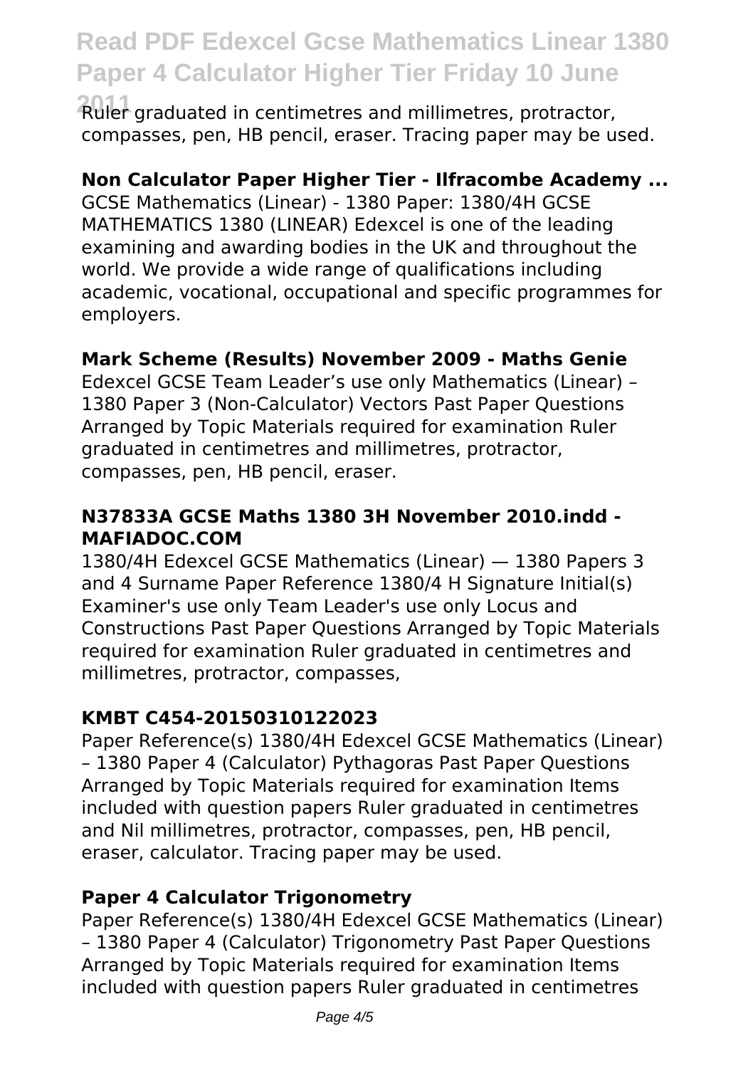Ruler graduated in centimetres and millimetres, protractor, compasses, pen, HB pencil, eraser. Tracing paper may be used.

**Non Calculator Paper Higher Tier - Ilfracombe Academy ...**

GCSE Mathematics (Linear) - 1380 Paper: 1380/4H GCSE MATHEMATICS 1380 (LINEAR) Edexcel is one of the leading examining and awarding bodies in the UK and throughout the world. We provide a wide range of qualifications including academic, vocational, occupational and specific programmes for employers.

**Mark Scheme (Results) November 2009 - Maths Genie**

Edexcel GCSE Team Leader's use only Mathematics (Linear) – 1380 Paper 3 (Non-Calculator) Vectors Past Paper Questions Arranged by Topic Materials required for examination Ruler graduated in centimetres and millimetres, protractor, compasses, pen, HB pencil, eraser.

**N37833A GCSE Maths 1380 3H November 2010.indd - MAFIADOC.COM**

1380/4H Edexcel GCSE Mathematics (Linear) — 1380 Papers 3 and 4 Surname Paper Reference 1380/4 H Signature Initial(s) Examiner's use only Team Leader's use only Locus and Constructions Past Paper Questions Arranged by Topic Materials required for examination Ruler graduated in centimetres and millimetres, protractor, compasses,

**KMBT C454-20150310122023**

Paper Reference(s) 1380/4H Edexcel GCSE Mathematics (Linear) – 1380 Paper 4 (Calculator) Pythagoras Past Paper Questions Arranged by Topic Materials required for examination Items included with question papers Ruler graduated in centimetres and Nil millimetres, protractor, compasses, pen, HB pencil, eraser, calculator. Tracing paper may be used.

**Paper 4 Calculator Trigonometry**

Paper Reference(s) 1380/4H Edexcel GCSE Mathematics (Linear) – 1380 Paper 4 (Calculator) Trigonometry Past Paper Questions Arranged by Topic Materials required for examination Items included with question papers Ruler graduated in centimetres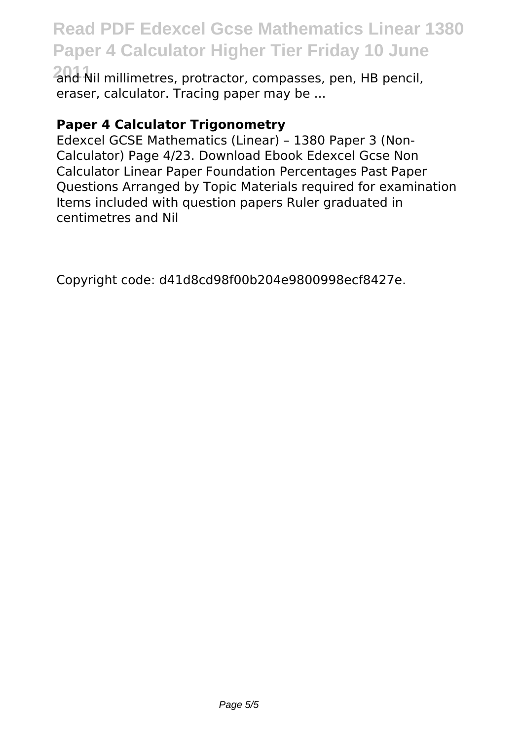and Nil millimetres, protractor, compasses, pen, HB pencil, eraser, calculator. Tracing paper may be ...

**Paper 4 Calculator Trigonometry**

Edexcel GCSE Mathematics (Linear) – 1380 Paper 3 (Non-Calculator) Page 4/23. Download Ebook Edexcel Gcse Non Calculator Linear Paper Foundation Percentages Past Paper Questions Arranged by Topic Materials required for examination Items included with question papers Ruler graduated in centimetres and Nil

Copyright code: d41d8cd98f00b204e9800998ecf8427e.